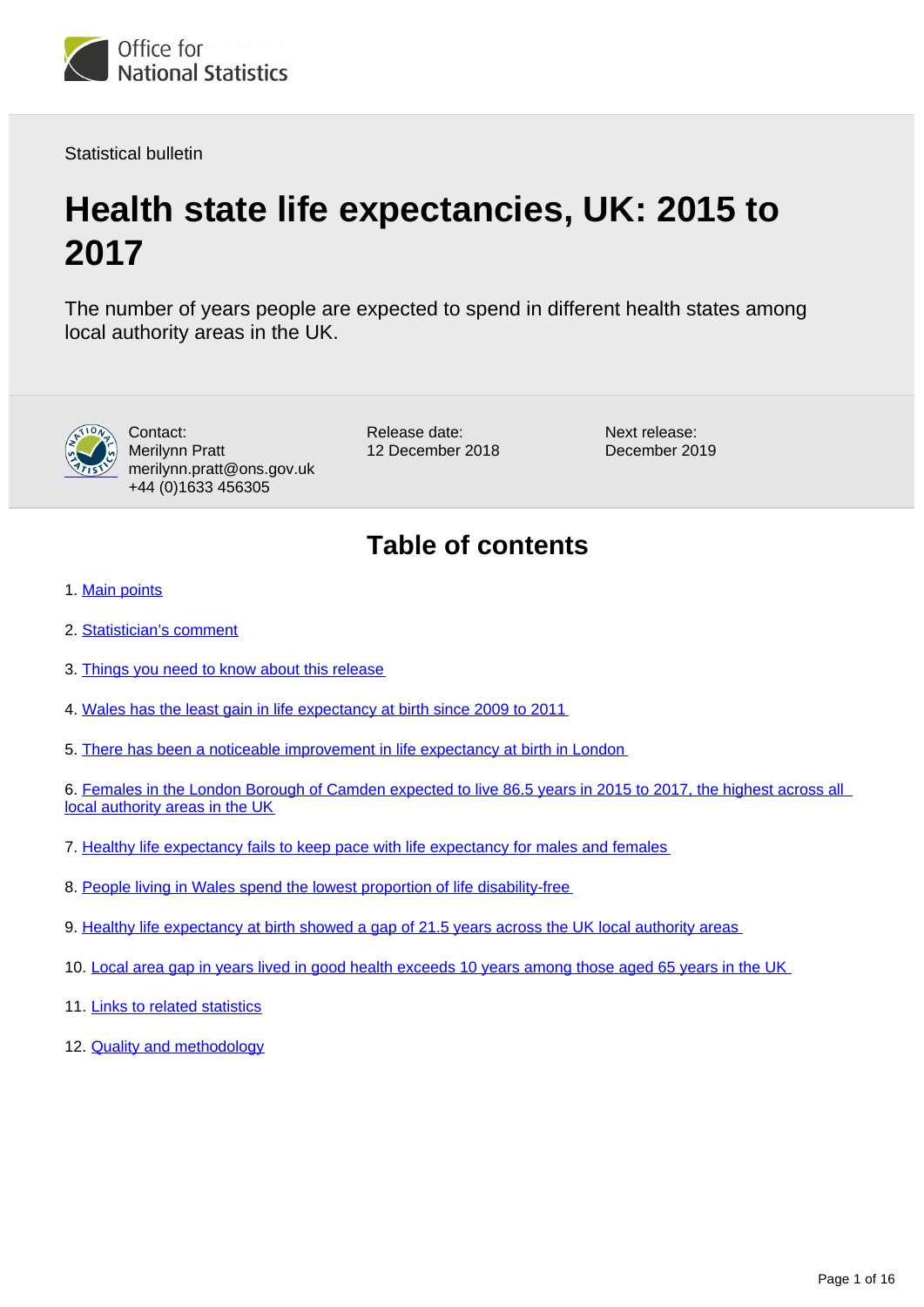Office for National Statistics

Statistical bulletin

# Health state life expectancies, UK: 2015 to 2017

The number of years people are expected to spend in different health states among local authority areas in the UK.

Contact:
Merilynn Pratt
merilynn.pratt@ons.gov.uk
+44 (0)1633 456305

Release date:
12 December 2018

Next release:
December 2019

## Table of contents

1. Main points
2. Statistician's comment
3. Things you need to know about this release
4. Wales has the least gain in life expectancy at birth since 2009 to 2011
5. There has been a noticeable improvement in life expectancy at birth in London
6. Females in the London Borough of Camden expected to live 86.5 years in 2015 to 2017, the highest across all local authority areas in the UK
7. Healthy life expectancy fails to keep pace with life expectancy for males and females
8. People living in Wales spend the lowest proportion of life disability-free
9. Healthy life expectancy at birth showed a gap of 21.5 years across the UK local authority areas
10. Local area gap in years lived in good health exceeds 10 years among those aged 65 years in the UK
11. Links to related statistics
12. Quality and methodology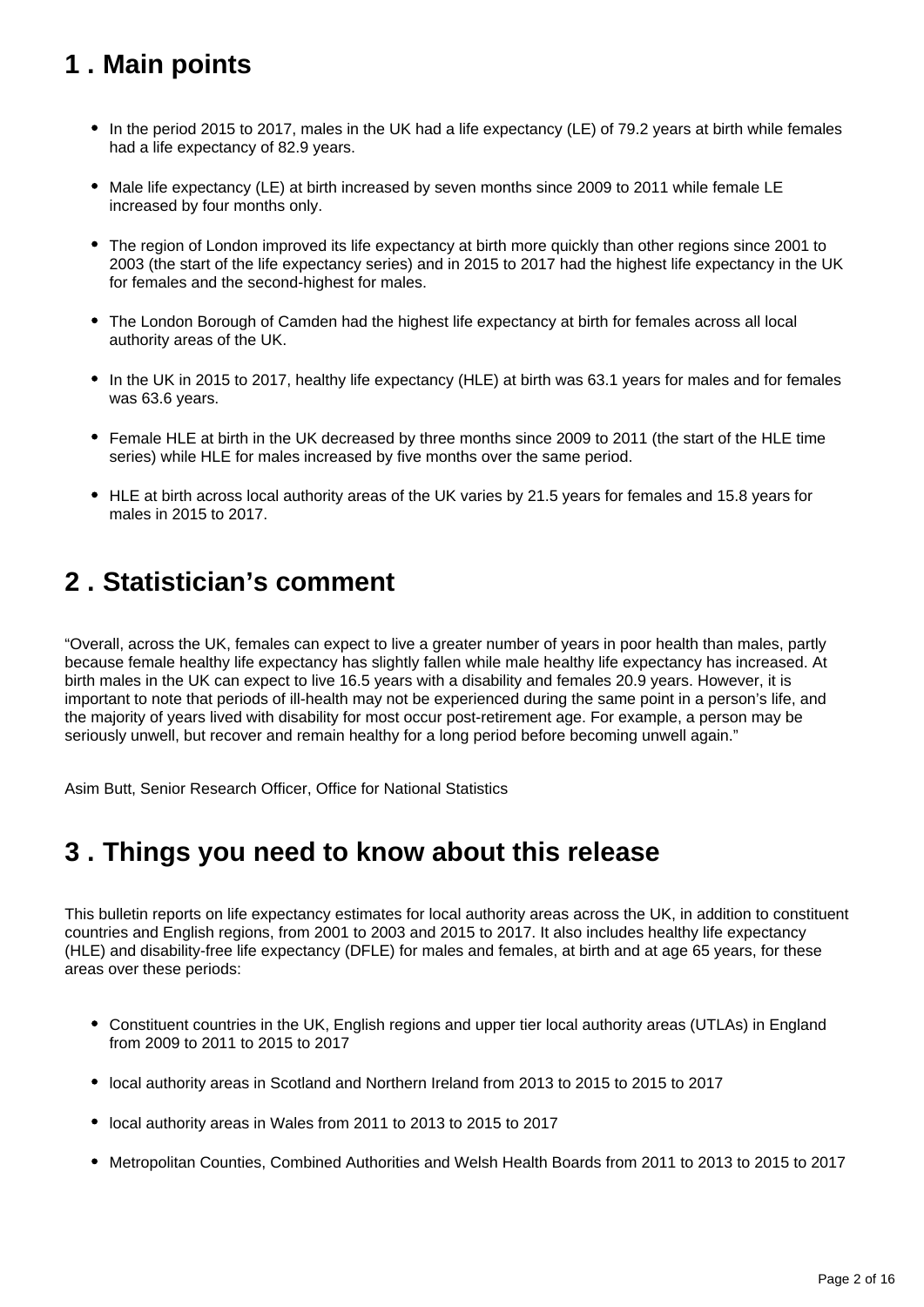## 1 . Main points

- In the period 2015 to 2017, males in the UK had a life expectancy (LE) of 79.2 years at birth while females had a life expectancy of 82.9 years.
- Male life expectancy (LE) at birth increased by seven months since 2009 to 2011 while female LE increased by four months only.
- The region of London improved its life expectancy at birth more quickly than other regions since 2001 to 2003 (the start of the life expectancy series) and in 2015 to 2017 had the highest life expectancy in the UK for females and the second-highest for males.
- The London Borough of Camden had the highest life expectancy at birth for females across all local authority areas of the UK.
- In the UK in 2015 to 2017, healthy life expectancy (HLE) at birth was 63.1 years for males and for females was 63.6 years.
- Female HLE at birth in the UK decreased by three months since 2009 to 2011 (the start of the HLE time series) while HLE for males increased by five months over the same period.
- HLE at birth across local authority areas of the UK varies by 21.5 years for females and 15.8 years for males in 2015 to 2017.

## 2 . Statistician's comment

"Overall, across the UK, females can expect to live a greater number of years in poor health than males, partly because female healthy life expectancy has slightly fallen while male healthy life expectancy has increased. At birth males in the UK can expect to live 16.5 years with a disability and females 20.9 years. However, it is important to note that periods of ill-health may not be experienced during the same point in a person's life, and the majority of years lived with disability for most occur post-retirement age. For example, a person may be seriously unwell, but recover and remain healthy for a long period before becoming unwell again."

Asim Butt, Senior Research Officer, Office for National Statistics

## 3 . Things you need to know about this release

This bulletin reports on life expectancy estimates for local authority areas across the UK, in addition to constituent countries and English regions, from 2001 to 2003 and 2015 to 2017. It also includes healthy life expectancy (HLE) and disability-free life expectancy (DFLE) for males and females, at birth and at age 65 years, for these areas over these periods:

- Constituent countries in the UK, English regions and upper tier local authority areas (UTLAs) in England from 2009 to 2011 to 2015 to 2017
- local authority areas in Scotland and Northern Ireland from 2013 to 2015 to 2015 to 2017
- local authority areas in Wales from 2011 to 2013 to 2015 to 2017
- Metropolitan Counties, Combined Authorities and Welsh Health Boards from 2011 to 2013 to 2015 to 2017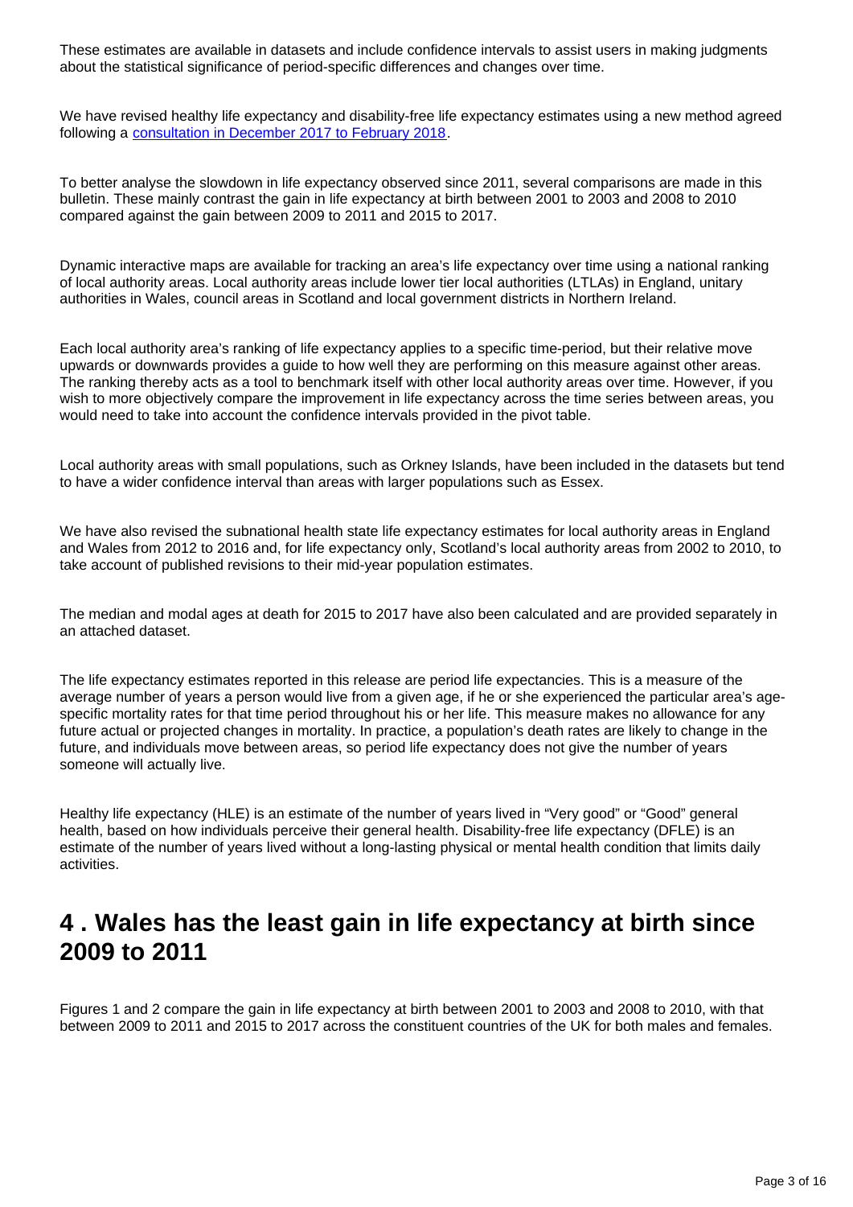These estimates are available in datasets and include confidence intervals to assist users in making judgments about the statistical significance of period-specific differences and changes over time.

We have revised healthy life expectancy and disability-free life expectancy estimates using a new method agreed following a [consultation in December 2017 to February 2018](#).

To better analyse the slowdown in life expectancy observed since 2011, several comparisons are made in this bulletin. These mainly contrast the gain in life expectancy at birth between 2001 to 2003 and 2008 to 2010 compared against the gain between 2009 to 2011 and 2015 to 2017.

Dynamic interactive maps are available for tracking an area's life expectancy over time using a national ranking of local authority areas. Local authority areas include lower tier local authorities (LTLAs) in England, unitary authorities in Wales, council areas in Scotland and local government districts in Northern Ireland.

Each local authority area's ranking of life expectancy applies to a specific time-period, but their relative move upwards or downwards provides a guide to how well they are performing on this measure against other areas. The ranking thereby acts as a tool to benchmark itself with other local authority areas over time. However, if you wish to more objectively compare the improvement in life expectancy across the time series between areas, you would need to take into account the confidence intervals provided in the pivot table.

Local authority areas with small populations, such as Orkney Islands, have been included in the datasets but tend to have a wider confidence interval than areas with larger populations such as Essex.

We have also revised the subnational health state life expectancy estimates for local authority areas in England and Wales from 2012 to 2016 and, for life expectancy only, Scotland's local authority areas from 2002 to 2010, to take account of published revisions to their mid-year population estimates.

The median and modal ages at death for 2015 to 2017 have also been calculated and are provided separately in an attached dataset.

The life expectancy estimates reported in this release are period life expectancies. This is a measure of the average number of years a person would live from a given age, if he or she experienced the particular area's age-specific mortality rates for that time period throughout his or her life. This measure makes no allowance for any future actual or projected changes in mortality. In practice, a population's death rates are likely to change in the future, and individuals move between areas, so period life expectancy does not give the number of years someone will actually live.

Healthy life expectancy (HLE) is an estimate of the number of years lived in "Very good" or "Good" general health, based on how individuals perceive their general health. Disability-free life expectancy (DFLE) is an estimate of the number of years lived without a long-lasting physical or mental health condition that limits daily activities.

## 4 . Wales has the least gain in life expectancy at birth since 2009 to 2011

Figures 1 and 2 compare the gain in life expectancy at birth between 2001 to 2003 and 2008 to 2010, with that between 2009 to 2011 and 2015 to 2017 across the constituent countries of the UK for both males and females.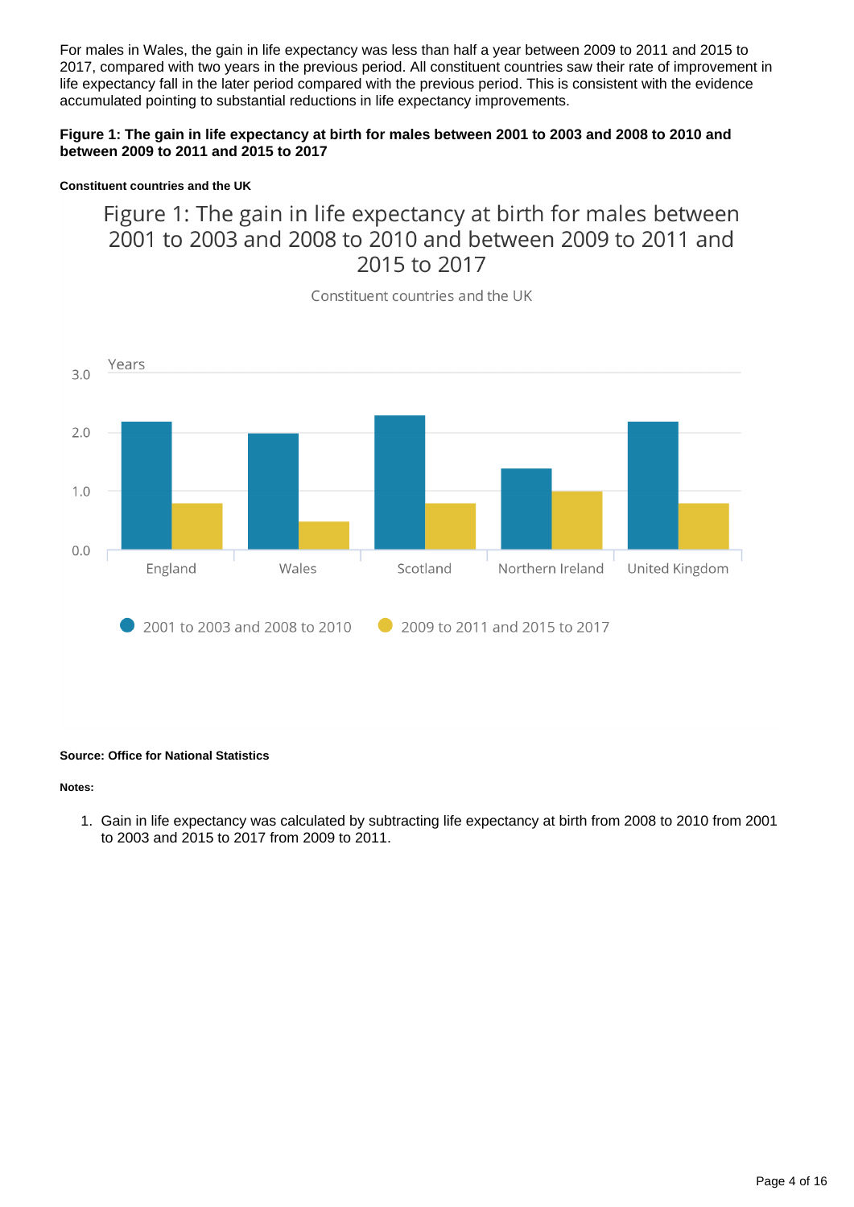For males in Wales, the gain in life expectancy was less than half a year between 2009 to 2011 and 2015 to 2017, compared with two years in the previous period. All constituent countries saw their rate of improvement in life expectancy fall in the later period compared with the previous period. This is consistent with the evidence accumulated pointing to substantial reductions in life expectancy improvements.

**Figure 1: The gain in life expectancy at birth for males between 2001 to 2003 and 2008 to 2010 and between 2009 to 2011 and 2015 to 2017**

**Constituent countries and the UK**

Figure 1: The gain in life expectancy at birth for males between 2001 to 2003 and 2008 to 2010 and between 2009 to 2011 and 2015 to 2017

Constituent countries and the UK

**Source: Office for National Statistics**

**Notes:**

1. Gain in life expectancy was calculated by subtracting life expectancy at birth from 2008 to 2010 from 2001 to 2003 and 2015 to 2017 from 2009 to 2011.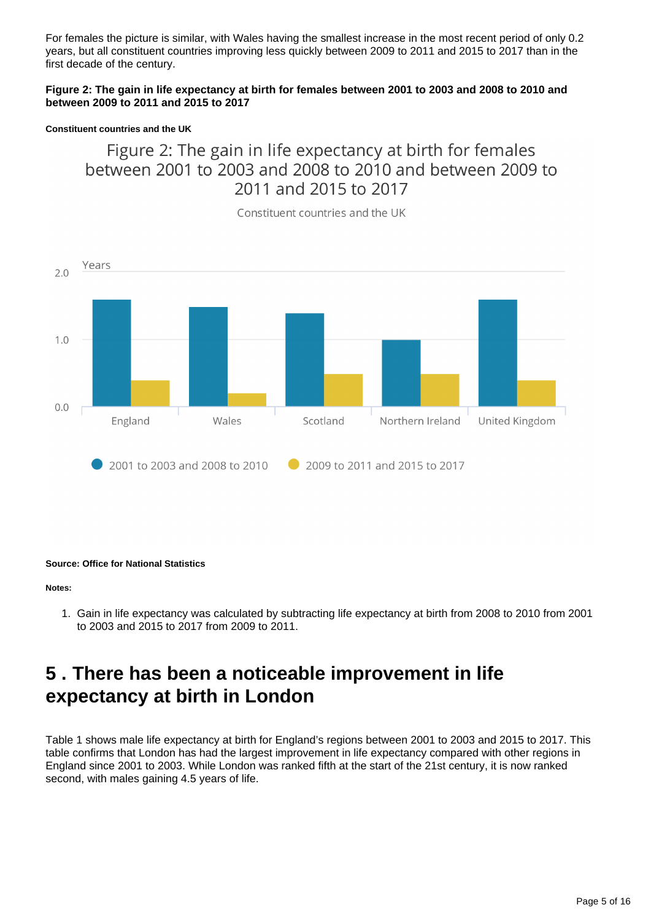For females the picture is similar, with Wales having the smallest increase in the most recent period of only 0.2 years, but all constituent countries improving less quickly between 2009 to 2011 and 2015 to 2017 than in the first decade of the century.

**Figure 2: The gain in life expectancy at birth for females between 2001 to 2003 and 2008 to 2010 and between 2009 to 2011 and 2015 to 2017**

**Constituent countries and the UK**

**Source: Office for National Statistics**

**Notes:**

1. Gain in life expectancy was calculated by subtracting life expectancy at birth from 2008 to 2010 from 2001 to 2003 and 2015 to 2017 from 2009 to 2011.

## 5 . There has been a noticeable improvement in life expectancy at birth in London

Table 1 shows male life expectancy at birth for England's regions between 2001 to 2003 and 2015 to 2017. This table confirms that London has had the largest improvement in life expectancy compared with other regions in England since 2001 to 2003. While London was ranked fifth at the start of the 21st century, it is now ranked second, with males gaining 4.5 years of life.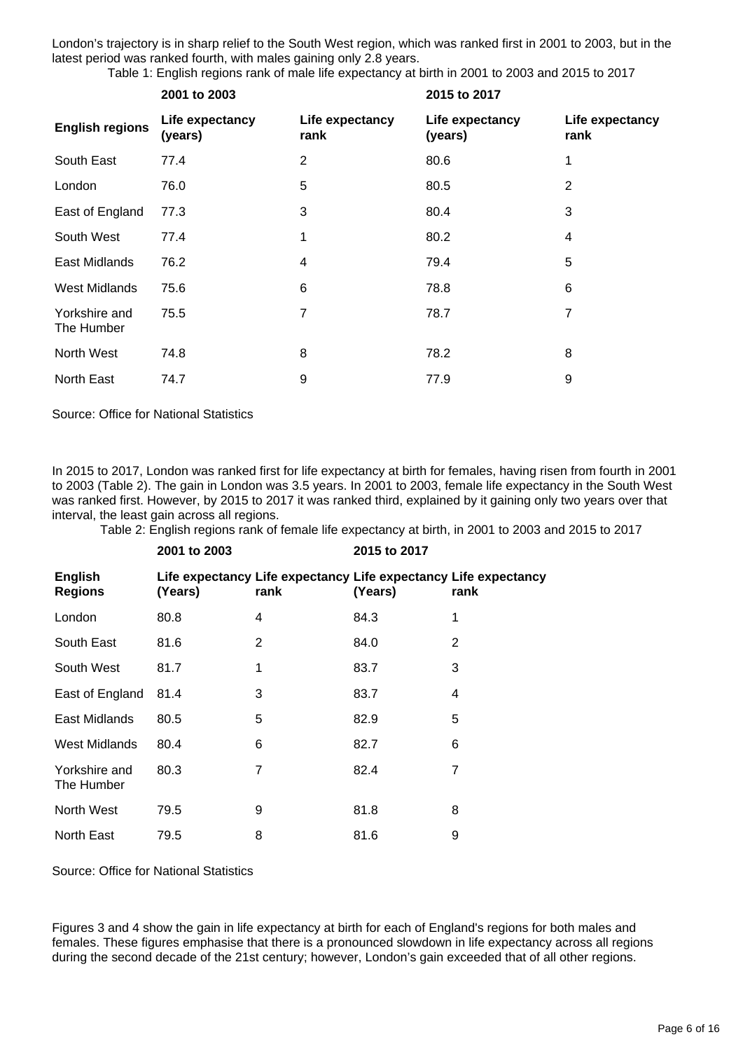London’s trajectory is in sharp relief to the South West region, which was ranked first in 2001 to 2003, but in the latest period was ranked fourth, with males gaining only 2.8 years.

Table 1: English regions rank of male life expectancy at birth in 2001 to 2003 and 2015 to 2017

| | 2001 to 2003 | | 2015 to 2017 | |
|---|---|---|---|---|
| **English regions** | **Life expectancy (years)** | **Life expectancy rank** | **Life expectancy (years)** | **Life expectancy rank** |
| South East | 77.4 | 2 | 80.6 | 1 |
| London | 76.0 | 5 | 80.5 | 2 |
| East of England | 77.3 | 3 | 80.4 | 3 |
| South West | 77.4 | 1 | 80.2 | 4 |
| East Midlands | 76.2 | 4 | 79.4 | 5 |
| West Midlands | 75.6 | 6 | 78.8 | 6 |
| Yorkshire and The Humber | 75.5 | 7 | 78.7 | 7 |
| North West | 74.8 | 8 | 78.2 | 8 |
| North East | 74.7 | 9 | 77.9 | 9 |

Source: Office for National Statistics

In 2015 to 2017, London was ranked first for life expectancy at birth for females, having risen from fourth in 2001 to 2003 (Table 2). The gain in London was 3.5 years. In 2001 to 2003, female life expectancy in the South West was ranked first. However, by 2015 to 2017 it was ranked third, explained by it gaining only two years over that interval, the least gain across all regions.

Table 2: English regions rank of female life expectancy at birth, in 2001 to 2003 and 2015 to 2017

| | 2001 to 2003 | | 2015 to 2017 | |
|---|---|---|---|---|
| **English Regions** | **Life expectancy (Years)** | **Life expectancy rank** | **Life expectancy (Years)** | **Life expectancy rank** |
| London | 80.8 | 4 | 84.3 | 1 |
| South East | 81.6 | 2 | 84.0 | 2 |
| South West | 81.7 | 1 | 83.7 | 3 |
| East of England | 81.4 | 3 | 83.7 | 4 |
| East Midlands | 80.5 | 5 | 82.9 | 5 |
| West Midlands | 80.4 | 6 | 82.7 | 6 |
| Yorkshire and The Humber | 80.3 | 7 | 82.4 | 7 |
| North West | 79.5 | 9 | 81.8 | 8 |
| North East | 79.5 | 8 | 81.6 | 9 |

Source: Office for National Statistics

Figures 3 and 4 show the gain in life expectancy at birth for each of England's regions for both males and females. These figures emphasise that there is a pronounced slowdown in life expectancy across all regions during the second decade of the 21st century; however, London’s gain exceeded that of all other regions.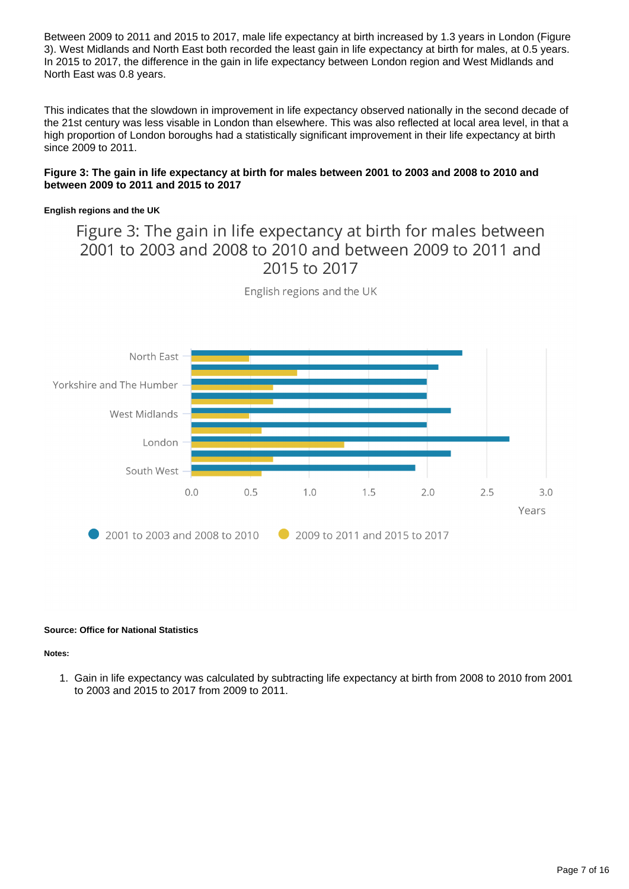Between 2009 to 2011 and 2015 to 2017, male life expectancy at birth increased by 1.3 years in London (Figure 3). West Midlands and North East both recorded the least gain in life expectancy at birth for males, at 0.5 years. In 2015 to 2017, the difference in the gain in life expectancy between London region and West Midlands and North East was 0.8 years.

This indicates that the slowdown in improvement in life expectancy observed nationally in the second decade of the 21st century was less visable in London than elsewhere. This was also reflected at local area level, in that a high proportion of London boroughs had a statistically significant improvement in their life expectancy at birth since 2009 to 2011.

**Figure 3: The gain in life expectancy at birth for males between 2001 to 2003 and 2008 to 2010 and between 2009 to 2011 and 2015 to 2017**

**English regions and the UK**

Figure 3: The gain in life expectancy at birth for males between 2001 to 2003 and 2008 to 2010 and between 2009 to 2011 and 2015 to 2017

English regions and the UK

| Region | 2001 to 2003 and 2008 to 2010 | 2009 to 2011 and 2015 to 2017 |
|---|---|---|
| North East | 2.3 | 0.5 |
| | 2.1 | 0.9 |
| Yorkshire and The Humber | 2.0 | 0.7 |
| | 2.0 | 0.7 |
| West Midlands | 2.2 | 0.5 |
| | 2.0 | 0.6 |
| London | 2.7 | 1.3 |
| | 2.2 | 0.7 |
| South West | 1.9 | 0.6 |

Years

**Source: Office for National Statistics**

**Notes:**

1. Gain in life expectancy was calculated by subtracting life expectancy at birth from 2008 to 2010 from 2001 to 2003 and 2015 to 2017 from 2009 to 2011.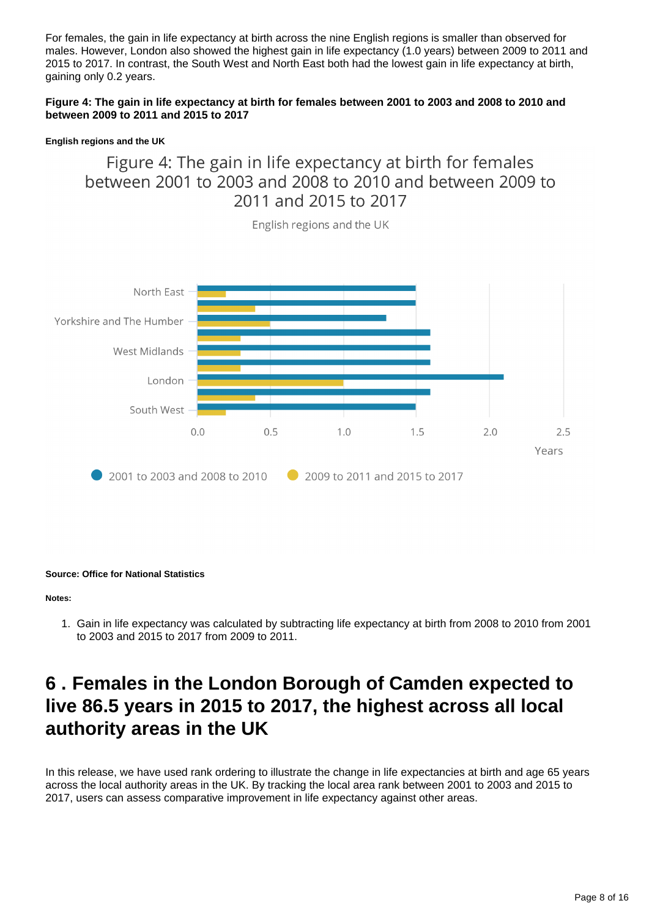For females, the gain in life expectancy at birth across the nine English regions is smaller than observed for males. However, London also showed the highest gain in life expectancy (1.0 years) between 2009 to 2011 and 2015 to 2017. In contrast, the South West and North East both had the lowest gain in life expectancy at birth, gaining only 0.2 years.

**Figure 4: The gain in life expectancy at birth for females between 2001 to 2003 and 2008 to 2010 and between 2009 to 2011 and 2015 to 2017**

**English regions and the UK**

Figure 4: The gain in life expectancy at birth for females between 2001 to 2003 and 2008 to 2010 and between 2009 to 2011 and 2015 to 2017

English regions and the UK

North East

Yorkshire and The Humber

West Midlands

London

South West

0.0 0.5 1.0 1.5 2.0 2.5

Years

2001 to 2003 and 2008 to 2010 2009 to 2011 and 2015 to 2017

**Source: Office for National Statistics**

**Notes:**

1. Gain in life expectancy was calculated by subtracting life expectancy at birth from 2008 to 2010 from 2001 to 2003 and 2015 to 2017 from 2009 to 2011.

## 6 . Females in the London Borough of Camden expected to live 86.5 years in 2015 to 2017, the highest across all local authority areas in the UK

In this release, we have used rank ordering to illustrate the change in life expectancies at birth and age 65 years across the local authority areas in the UK. By tracking the local area rank between 2001 to 2003 and 2015 to 2017, users can assess comparative improvement in life expectancy against other areas.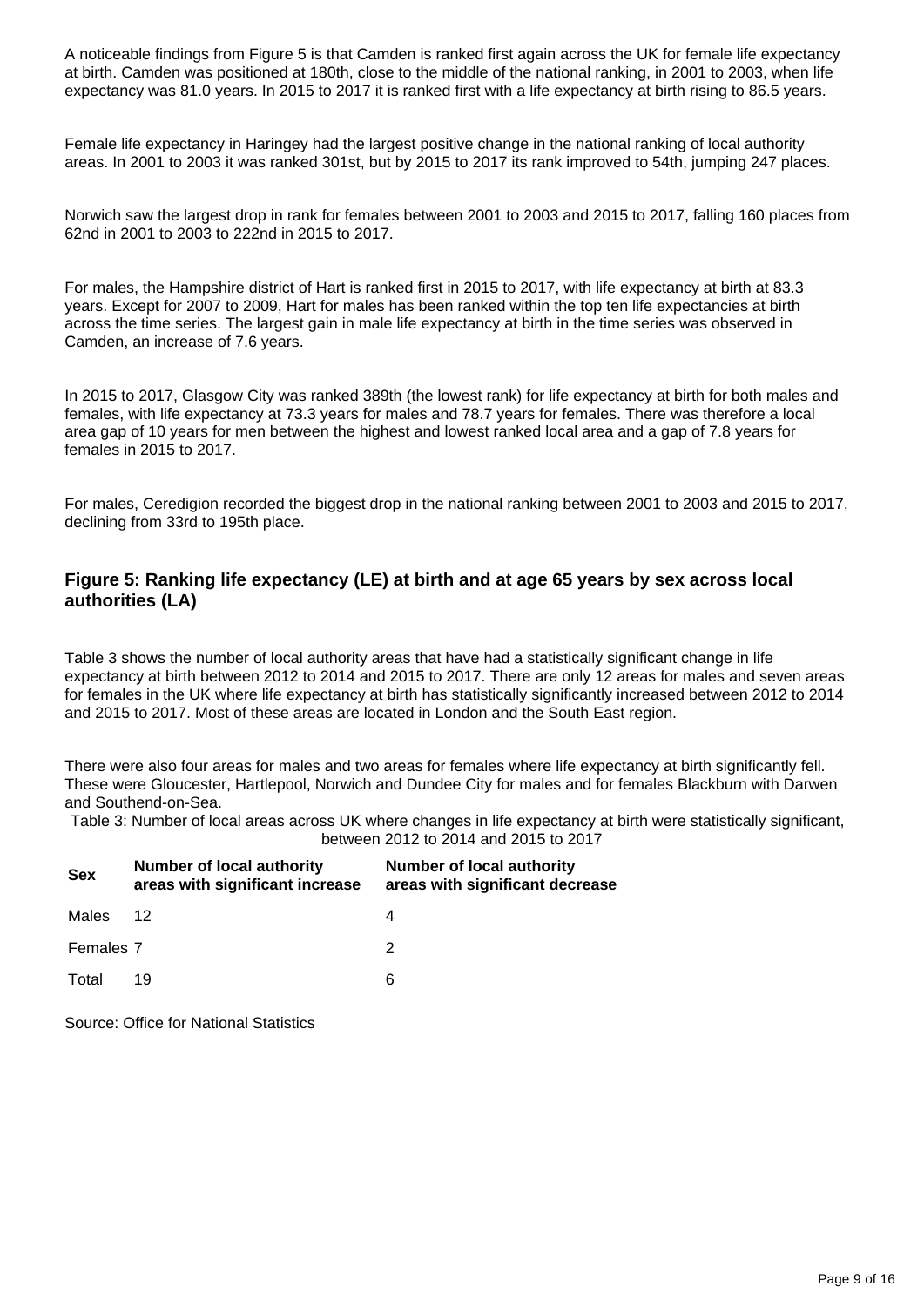A noticeable findings from Figure 5 is that Camden is ranked first again across the UK for female life expectancy at birth. Camden was positioned at 180th, close to the middle of the national ranking, in 2001 to 2003, when life expectancy was 81.0 years. In 2015 to 2017 it is ranked first with a life expectancy at birth rising to 86.5 years.

Female life expectancy in Haringey had the largest positive change in the national ranking of local authority areas. In 2001 to 2003 it was ranked 301st, but by 2015 to 2017 its rank improved to 54th, jumping 247 places.

Norwich saw the largest drop in rank for females between 2001 to 2003 and 2015 to 2017, falling 160 places from 62nd in 2001 to 2003 to 222nd in 2015 to 2017.

For males, the Hampshire district of Hart is ranked first in 2015 to 2017, with life expectancy at birth at 83.3 years. Except for 2007 to 2009, Hart for males has been ranked within the top ten life expectancies at birth across the time series. The largest gain in male life expectancy at birth in the time series was observed in Camden, an increase of 7.6 years.

In 2015 to 2017, Glasgow City was ranked 389th (the lowest rank) for life expectancy at birth for both males and females, with life expectancy at 73.3 years for males and 78.7 years for females. There was therefore a local area gap of 10 years for men between the highest and lowest ranked local area and a gap of 7.8 years for females in 2015 to 2017.

For males, Ceredigion recorded the biggest drop in the national ranking between 2001 to 2003 and 2015 to 2017, declining from 33rd to 195th place.

### Figure 5: Ranking life expectancy (LE) at birth and at age 65 years by sex across local authorities (LA)

Table 3 shows the number of local authority areas that have had a statistically significant change in life expectancy at birth between 2012 to 2014 and 2015 to 2017. There are only 12 areas for males and seven areas for females in the UK where life expectancy at birth has statistically significantly increased between 2012 to 2014 and 2015 to 2017. Most of these areas are located in London and the South East region.

There were also four areas for males and two areas for females where life expectancy at birth significantly fell. These were Gloucester, Hartlepool, Norwich and Dundee City for males and for females Blackburn with Darwen and Southend-on-Sea.

Table 3: Number of local areas across UK where changes in life expectancy at birth were statistically significant, between 2012 to 2014 and 2015 to 2017

| Sex | Number of local authority areas with significant increase | Number of local authority areas with significant decrease |
|---|---|---|
| Males | 12 | 4 |
| Females | 7 | 2 |
| Total | 19 | 6 |

Source: Office for National Statistics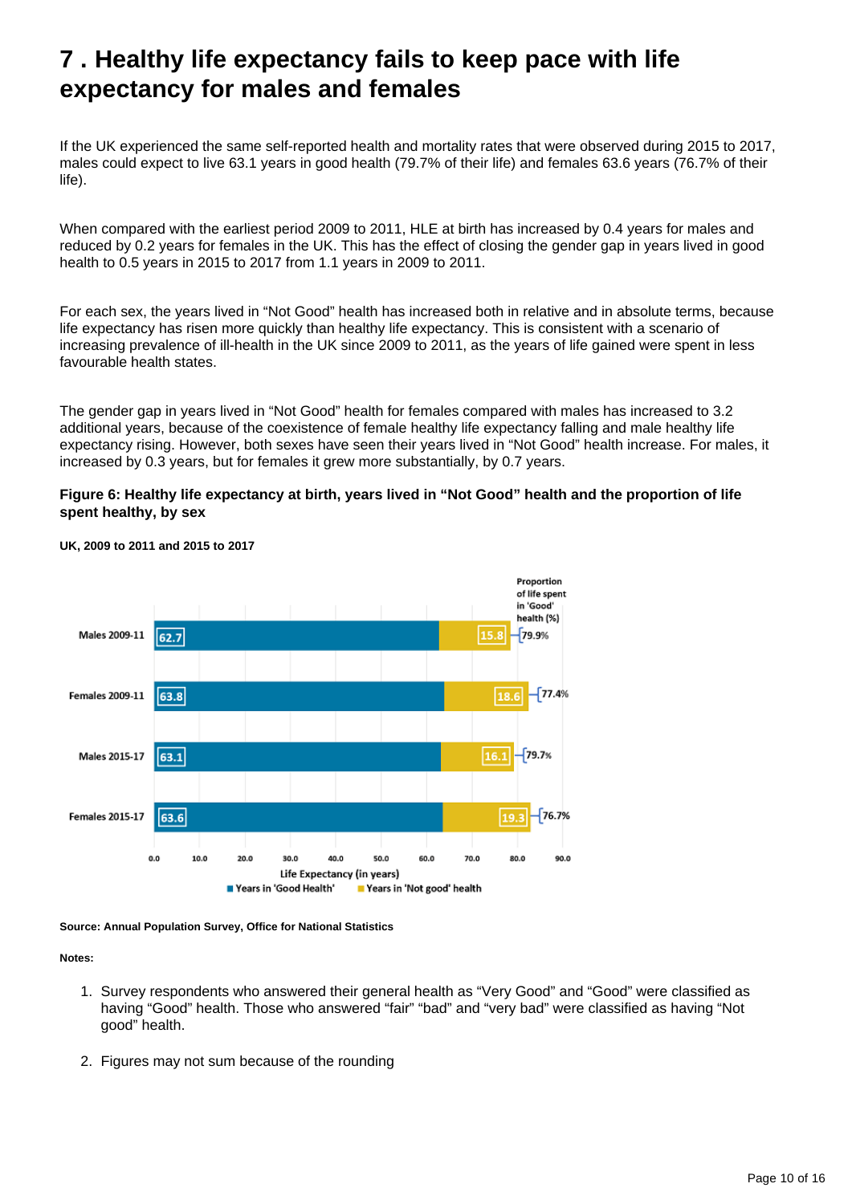# 7 . Healthy life expectancy fails to keep pace with life expectancy for males and females

If the UK experienced the same self-reported health and mortality rates that were observed during 2015 to 2017, males could expect to live 63.1 years in good health (79.7% of their life) and females 63.6 years (76.7% of their life).

When compared with the earliest period 2009 to 2011, HLE at birth has increased by 0.4 years for males and reduced by 0.2 years for females in the UK. This has the effect of closing the gender gap in years lived in good health to 0.5 years in 2015 to 2017 from 1.1 years in 2009 to 2011.

For each sex, the years lived in "Not Good" health has increased both in relative and in absolute terms, because life expectancy has risen more quickly than healthy life expectancy. This is consistent with a scenario of increasing prevalence of ill-health in the UK since 2009 to 2011, as the years of life gained were spent in less favourable health states.

The gender gap in years lived in "Not Good" health for females compared with males has increased to 3.2 additional years, because of the coexistence of female healthy life expectancy falling and male healthy life expectancy rising. However, both sexes have seen their years lived in "Not Good" health increase. For males, it increased by 0.3 years, but for females it grew more substantially, by 0.7 years.

**Figure 6: Healthy life expectancy at birth, years lived in "Not Good" health and the proportion of life spent healthy, by sex**

**UK, 2009 to 2011 and 2015 to 2017**

| | Years in 'Good Health' | Years in 'Not good' health | Proportion of life spent in 'Good' health (%) |
|---|---|---|---|
| Males 2009-11 | 62.7 | 15.8 | 79.9% |
| Females 2009-11 | 63.8 | 18.6 | 77.4% |
| Males 2015-17 | 63.1 | 16.1 | 79.7% |
| Females 2015-17 | 63.6 | 19.3 | 76.7% |

Life Expectancy (in years)

**Source: Annual Population Survey, Office for National Statistics**

**Notes:**

1. Survey respondents who answered their general health as "Very Good" and "Good" were classified as having "Good" health. Those who answered "fair" "bad" and "very bad" were classified as having "Not good" health.

2. Figures may not sum because of the rounding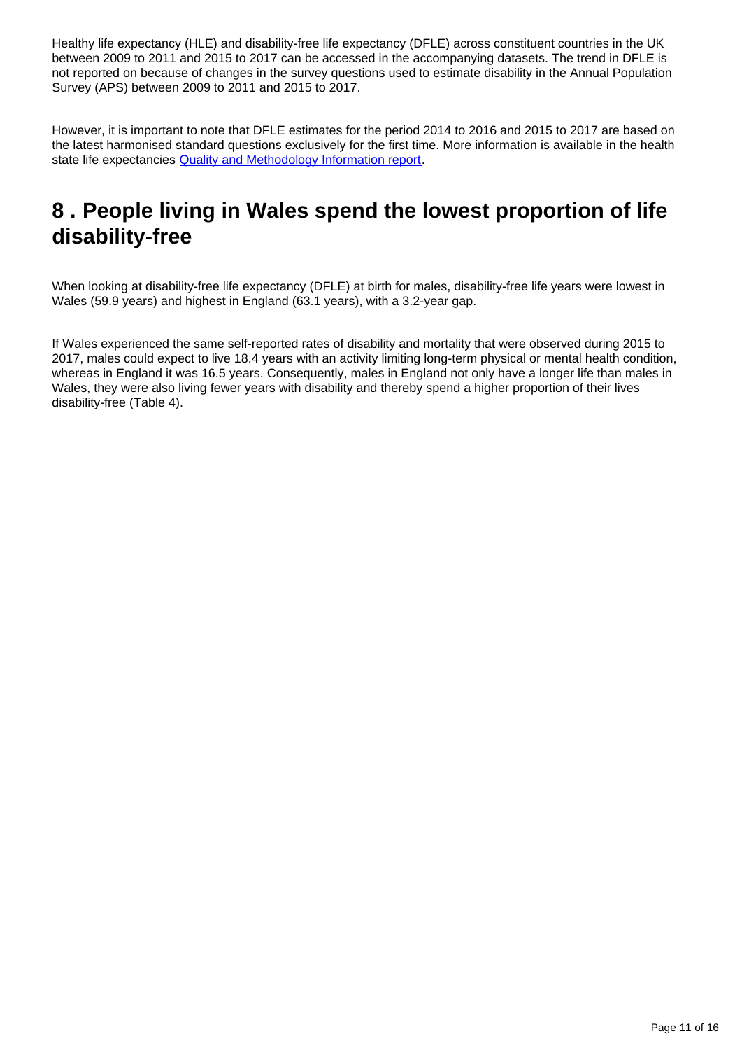Healthy life expectancy (HLE) and disability-free life expectancy (DFLE) across constituent countries in the UK between 2009 to 2011 and 2015 to 2017 can be accessed in the accompanying datasets. The trend in DFLE is not reported on because of changes in the survey questions used to estimate disability in the Annual Population Survey (APS) between 2009 to 2011 and 2015 to 2017.

However, it is important to note that DFLE estimates for the period 2014 to 2016 and 2015 to 2017 are based on the latest harmonised standard questions exclusively for the first time. More information is available in the health state life expectancies [Quality and Methodology Information report](#).

## 8 . People living in Wales spend the lowest proportion of life disability-free

When looking at disability-free life expectancy (DFLE) at birth for males, disability-free life years were lowest in Wales (59.9 years) and highest in England (63.1 years), with a 3.2-year gap.

If Wales experienced the same self-reported rates of disability and mortality that were observed during 2015 to 2017, males could expect to live 18.4 years with an activity limiting long-term physical or mental health condition, whereas in England it was 16.5 years. Consequently, males in England not only have a longer life than males in Wales, they were also living fewer years with disability and thereby spend a higher proportion of their lives disability-free (Table 4).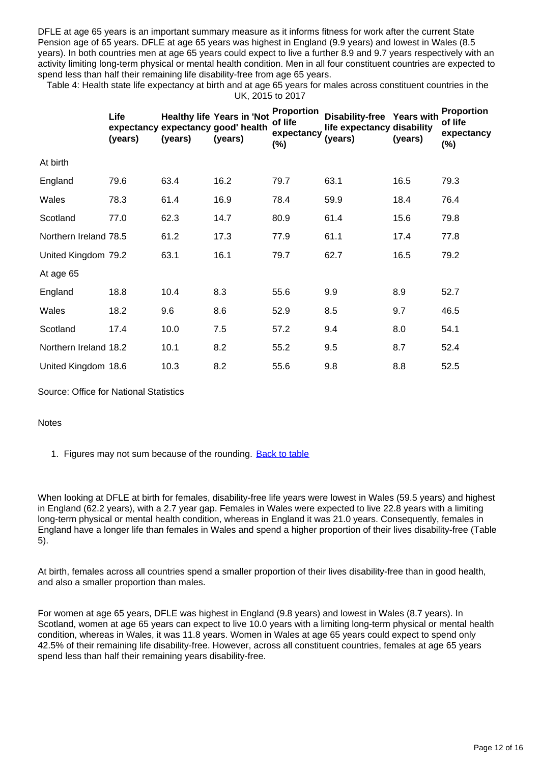DFLE at age 65 years is an important summary measure as it informs fitness for work after the current State Pension age of 65 years. DFLE at age 65 years was highest in England (9.9 years) and lowest in Wales (8.5 years). In both countries men at age 65 years could expect to live a further 8.9 and 9.7 years respectively with an activity limiting long-term physical or mental health condition. Men in all four constituent countries are expected to spend less than half their remaining life disability-free from age 65 years.

Table 4: Health state life expectancy at birth and at age 65 years for males across constituent countries in the UK, 2015 to 2017

| | Life expectancy (years) | Healthy life expectancy (years) | Years in 'Not good' health (years) | Proportion of life expectancy (%) | Disability-free life expectancy (years) | Years with disability (years) | Proportion of life expectancy (%) |
|---|---|---|---|---|---|---|---|
| At birth | | | | | | | |
| England | 79.6 | 63.4 | 16.2 | 79.7 | 63.1 | 16.5 | 79.3 |
| Wales | 78.3 | 61.4 | 16.9 | 78.4 | 59.9 | 18.4 | 76.4 |
| Scotland | 77.0 | 62.3 | 14.7 | 80.9 | 61.4 | 15.6 | 79.8 |
| Northern Ireland | 78.5 | 61.2 | 17.3 | 77.9 | 61.1 | 17.4 | 77.8 |
| United Kingdom | 79.2 | 63.1 | 16.1 | 79.7 | 62.7 | 16.5 | 79.2 |
| At age 65 | | | | | | | |
| England | 18.8 | 10.4 | 8.3 | 55.6 | 9.9 | 8.9 | 52.7 |
| Wales | 18.2 | 9.6 | 8.6 | 52.9 | 8.5 | 9.7 | 46.5 |
| Scotland | 17.4 | 10.0 | 7.5 | 57.2 | 9.4 | 8.0 | 54.1 |
| Northern Ireland | 18.2 | 10.1 | 8.2 | 55.2 | 9.5 | 8.7 | 52.4 |
| United Kingdom | 18.6 | 10.3 | 8.2 | 55.6 | 9.8 | 8.8 | 52.5 |

Source: Office for National Statistics

Notes

1. Figures may not sum because of the rounding. Back to table

When looking at DFLE at birth for females, disability-free life years were lowest in Wales (59.5 years) and highest in England (62.2 years), with a 2.7 year gap. Females in Wales were expected to live 22.8 years with a limiting long-term physical or mental health condition, whereas in England it was 21.0 years. Consequently, females in England have a longer life than females in Wales and spend a higher proportion of their lives disability-free (Table 5).

At birth, females across all countries spend a smaller proportion of their lives disability-free than in good health, and also a smaller proportion than males.

For women at age 65 years, DFLE was highest in England (9.8 years) and lowest in Wales (8.7 years). In Scotland, women at age 65 years can expect to live 10.0 years with a limiting long-term physical or mental health condition, whereas in Wales, it was 11.8 years. Women in Wales at age 65 years could expect to spend only 42.5% of their remaining life disability-free. However, across all constituent countries, females at age 65 years spend less than half their remaining years disability-free.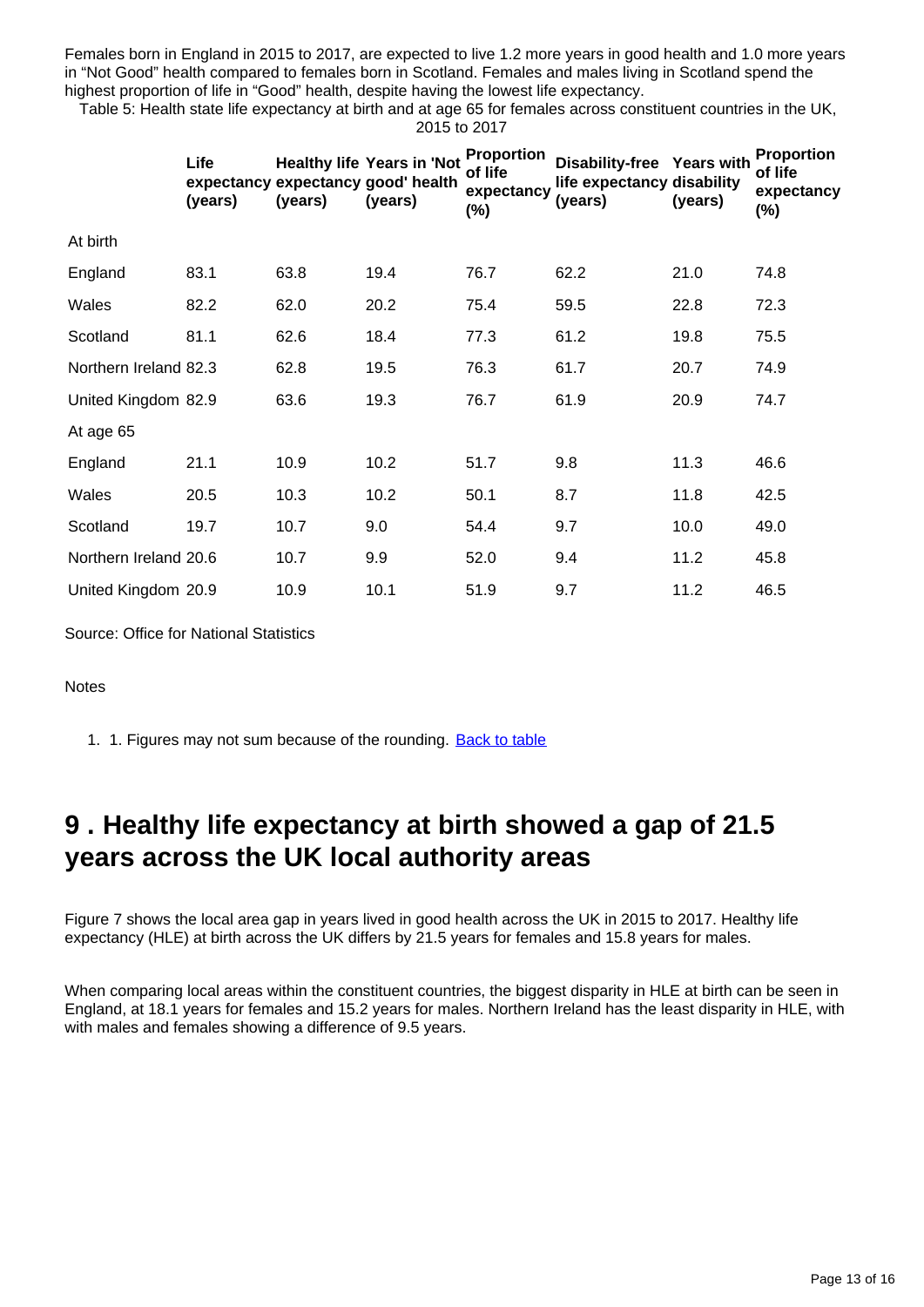Females born in England in 2015 to 2017, are expected to live 1.2 more years in good health and 1.0 more years in "Not Good" health compared to females born in Scotland. Females and males living in Scotland spend the highest proportion of life in "Good" health, despite having the lowest life expectancy.

Table 5: Health state life expectancy at birth and at age 65 for females across constituent countries in the UK, 2015 to 2017

| | Life expectancy (years) | Healthy life expectancy (years) | Years in 'Not good' health (years) | Proportion of life expectancy (%) | Disability-free life expectancy (years) | Years with disability (years) | Proportion of life expectancy (%) |
|---|---|---|---|---|---|---|---|
| At birth | | | | | | | |
| England | 83.1 | 63.8 | 19.4 | 76.7 | 62.2 | 21.0 | 74.8 |
| Wales | 82.2 | 62.0 | 20.2 | 75.4 | 59.5 | 22.8 | 72.3 |
| Scotland | 81.1 | 62.6 | 18.4 | 77.3 | 61.2 | 19.8 | 75.5 |
| Northern Ireland | 82.3 | 62.8 | 19.5 | 76.3 | 61.7 | 20.7 | 74.9 |
| United Kingdom | 82.9 | 63.6 | 19.3 | 76.7 | 61.9 | 20.9 | 74.7 |
| At age 65 | | | | | | | |
| England | 21.1 | 10.9 | 10.2 | 51.7 | 9.8 | 11.3 | 46.6 |
| Wales | 20.5 | 10.3 | 10.2 | 50.1 | 8.7 | 11.8 | 42.5 |
| Scotland | 19.7 | 10.7 | 9.0 | 54.4 | 9.7 | 10.0 | 49.0 |
| Northern Ireland | 20.6 | 10.7 | 9.9 | 52.0 | 9.4 | 11.2 | 45.8 |
| United Kingdom | 20.9 | 10.9 | 10.1 | 51.9 | 9.7 | 11.2 | 46.5 |

Source: Office for National Statistics

Notes

1. 1. Figures may not sum because of the rounding. Back to table

## 9 . Healthy life expectancy at birth showed a gap of 21.5 years across the UK local authority areas

Figure 7 shows the local area gap in years lived in good health across the UK in 2015 to 2017. Healthy life expectancy (HLE) at birth across the UK differs by 21.5 years for females and 15.8 years for males.

When comparing local areas within the constituent countries, the biggest disparity in HLE at birth can be seen in England, at 18.1 years for females and 15.2 years for males. Northern Ireland has the least disparity in HLE, with with males and females showing a difference of 9.5 years.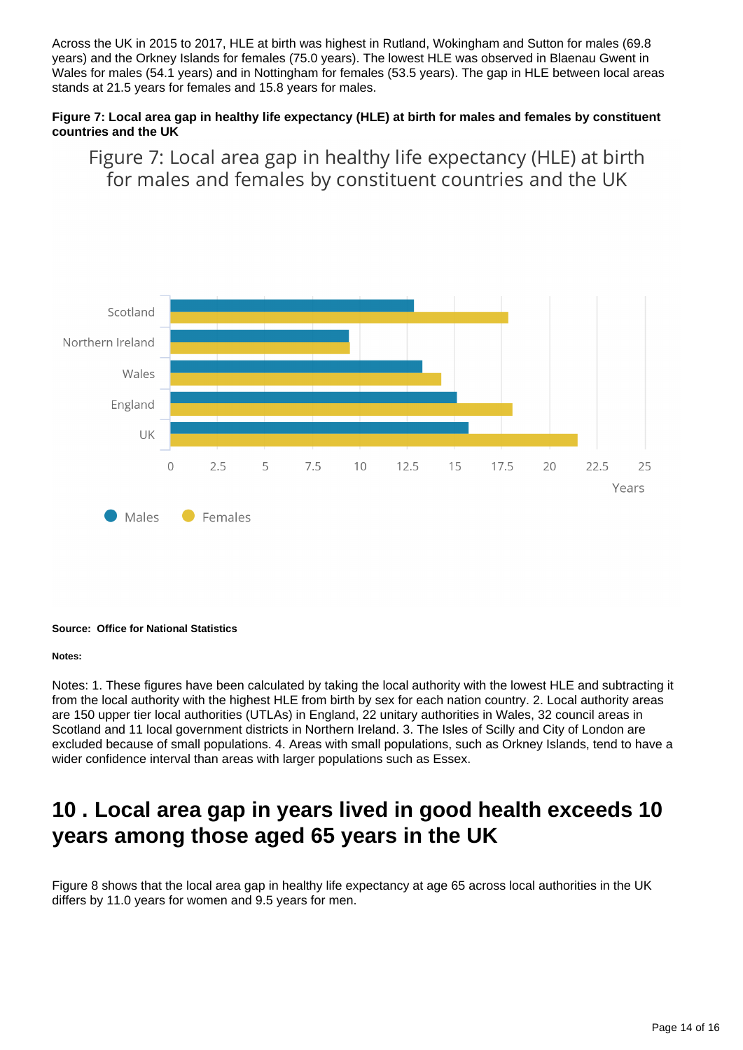Across the UK in 2015 to 2017, HLE at birth was highest in Rutland, Wokingham and Sutton for males (69.8 years) and the Orkney Islands for females (75.0 years). The lowest HLE was observed in Blaenau Gwent in Wales for males (54.1 years) and in Nottingham for females (53.5 years). The gap in HLE between local areas stands at 21.5 years for females and 15.8 years for males.

**Figure 7: Local area gap in healthy life expectancy (HLE) at birth for males and females by constituent countries and the UK**

Figure 7: Local area gap in healthy life expectancy (HLE) at birth for males and females by constituent countries and the UK

Scotland

Northern Ireland

Wales

England

UK

0 2.5 5 7.5 10 12.5 15 17.5 20 22.5 25

Years

Males Females

**Source: Office for National Statistics**

**Notes:**

Notes: 1. These figures have been calculated by taking the local authority with the lowest HLE and subtracting it from the local authority with the highest HLE from birth by sex for each nation country. 2. Local authority areas are 150 upper tier local authorities (UTLAs) in England, 22 unitary authorities in Wales, 32 council areas in Scotland and 11 local government districts in Northern Ireland. 3. The Isles of Scilly and City of London are excluded because of small populations. 4. Areas with small populations, such as Orkney Islands, tend to have a wider confidence interval than areas with larger populations such as Essex.

## 10 . Local area gap in years lived in good health exceeds 10 years among those aged 65 years in the UK

Figure 8 shows that the local area gap in healthy life expectancy at age 65 across local authorities in the UK differs by 11.0 years for women and 9.5 years for men.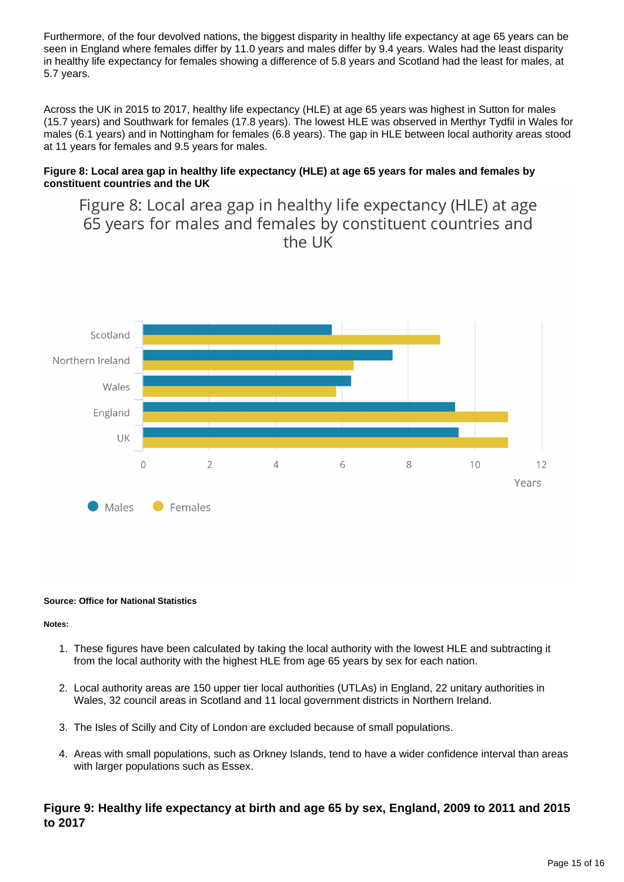Furthermore, of the four devolved nations, the biggest disparity in healthy life expectancy at age 65 years can be seen in England where females differ by 11.0 years and males differ by 9.4 years. Wales had the least disparity in healthy life expectancy for females showing a difference of 5.8 years and Scotland had the least for males, at 5.7 years.

Across the UK in 2015 to 2017, healthy life expectancy (HLE) at age 65 years was highest in Sutton for males (15.7 years) and Southwark for females (17.8 years). The lowest HLE was observed in Merthyr Tydfil in Wales for males (6.1 years) and in Nottingham for females (6.8 years). The gap in HLE between local authority areas stood at 11 years for females and 9.5 years for males.

**Figure 8: Local area gap in healthy life expectancy (HLE) at age 65 years for males and females by constituent countries and the UK**

Figure 8: Local area gap in healthy life expectancy (HLE) at age 65 years for males and females by constituent countries and the UK

Scotland
Northern Ireland
Wales
England
UK

0 2 4 6 8 10 12
Years

Males Females

**Source: Office for National Statistics**

**Notes:**

1. These figures have been calculated by taking the local authority with the lowest HLE and subtracting it from the local authority with the highest HLE from age 65 years by sex for each nation.
2. Local authority areas are 150 upper tier local authorities (UTLAs) in England, 22 unitary authorities in Wales, 32 council areas in Scotland and 11 local government districts in Northern Ireland.
3. The Isles of Scilly and City of London are excluded because of small populations.
4. Areas with small populations, such as Orkney Islands, tend to have a wider confidence interval than areas with larger populations such as Essex.

### Figure 9: Healthy life expectancy at birth and age 65 by sex, England, 2009 to 2011 and 2015 to 2017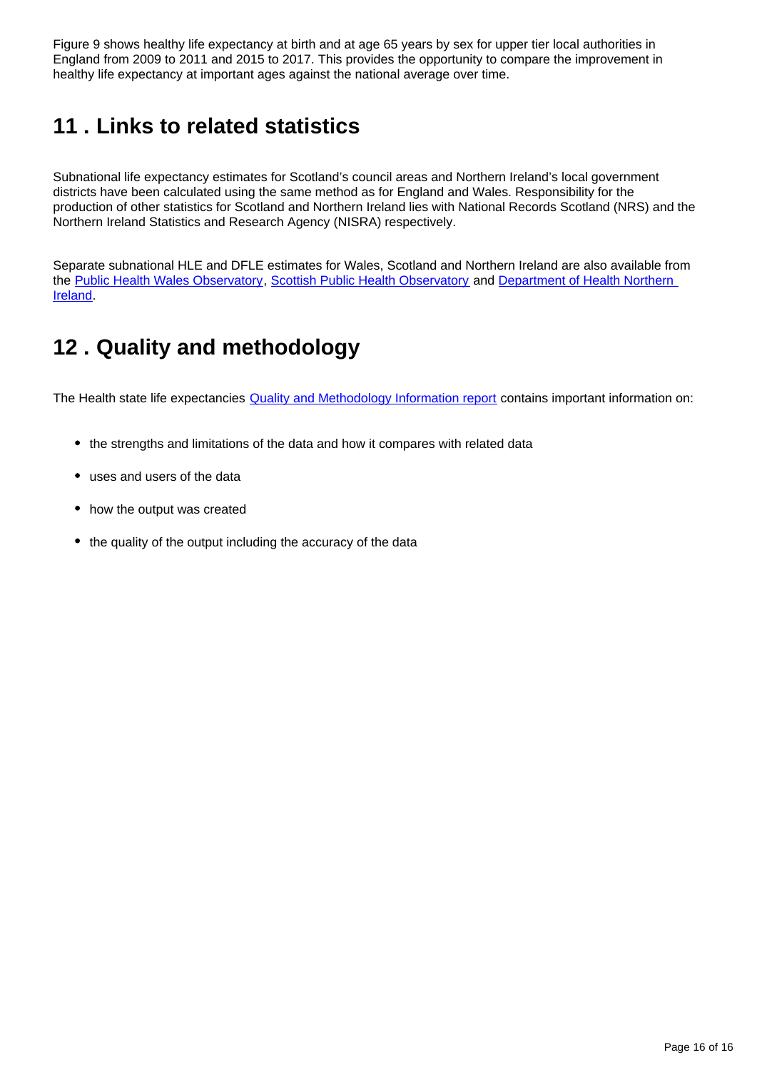Figure 9 shows healthy life expectancy at birth and at age 65 years by sex for upper tier local authorities in England from 2009 to 2011 and 2015 to 2017. This provides the opportunity to compare the improvement in healthy life expectancy at important ages against the national average over time.

## 11 . Links to related statistics

Subnational life expectancy estimates for Scotland's council areas and Northern Ireland's local government districts have been calculated using the same method as for England and Wales. Responsibility for the production of other statistics for Scotland and Northern Ireland lies with National Records Scotland (NRS) and the Northern Ireland Statistics and Research Agency (NISRA) respectively.

Separate subnational HLE and DFLE estimates for Wales, Scotland and Northern Ireland are also available from the Public Health Wales Observatory, Scottish Public Health Observatory and Department of Health Northern Ireland.

## 12 . Quality and methodology

The Health state life expectancies Quality and Methodology Information report contains important information on:

- the strengths and limitations of the data and how it compares with related data
- uses and users of the data
- how the output was created
- the quality of the output including the accuracy of the data